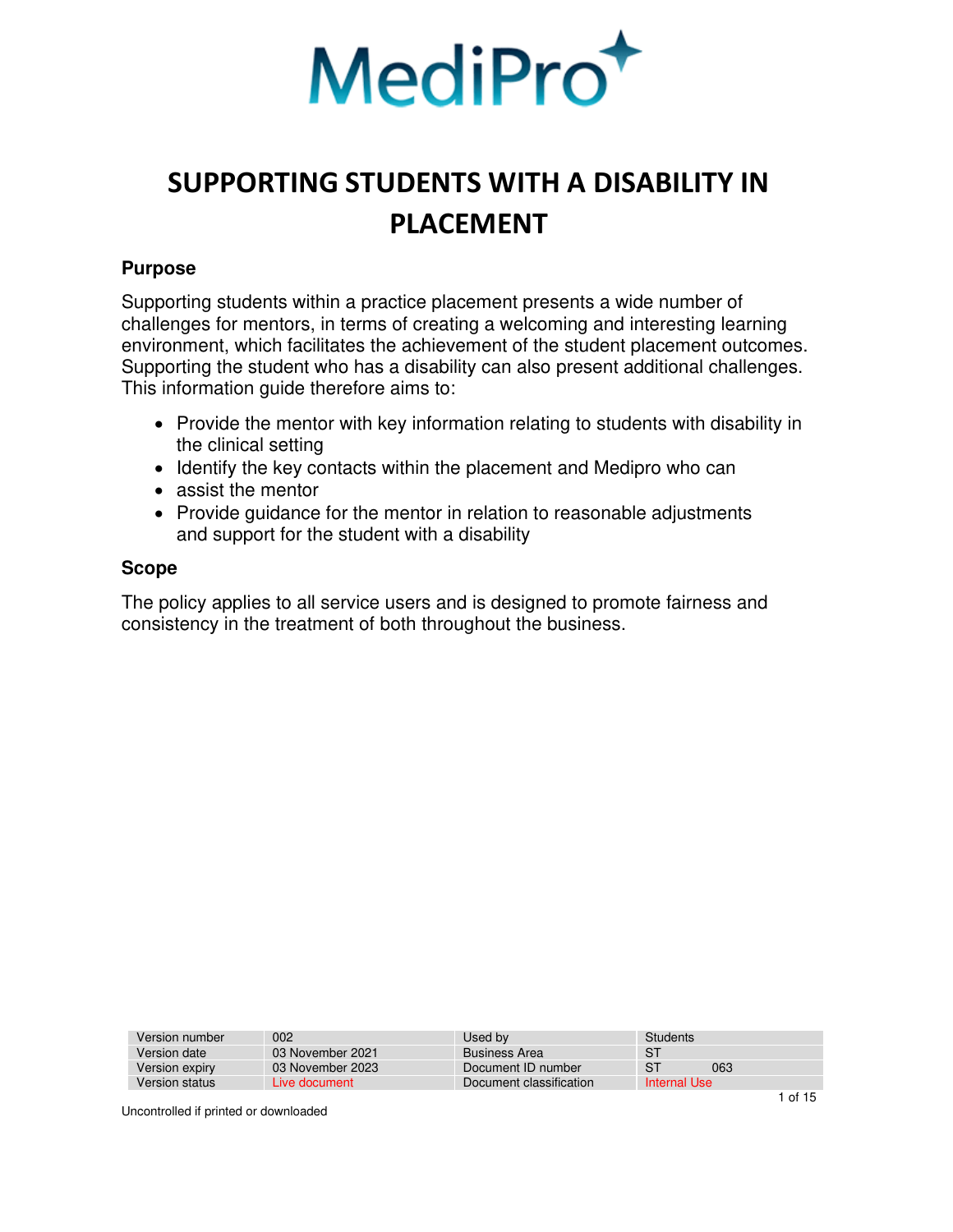MediPro

# SUPPORTING STUDENTS WITH A DISABILITY IN PLACEMENT

## Purpose

Supporting students within a practice placement presents a wide number of challenges for mentors, in terms of creating a welcoming and interesting learning environment, which facilitates the achievement of the student placement outcomes. Supporting the student who has a disability can also present additional challenges. This information guide therefore aims to:

- Provide the mentor with key information relating to students with disability in the clinical setting
- Identify the key contacts within the placement and Medipro who can
- assist the mentor
- Provide guidance for the mentor in relation to reasonable adjustments and support for the student with a disability

## Scope

The policy applies to all service users and is designed to promote fairness and consistency in the treatment of both throughout the business.

| | | | |
|---|---|---|---|
| Version number | 002 | Used by | Students |
| Version date | 03 November 2021 | Business Area | ST |
| Version expiry | 03 November 2023 | Document ID number | ST 063 |
| Version status | Live document | Document classification | Internal Use |

Uncontrolled if printed or downloaded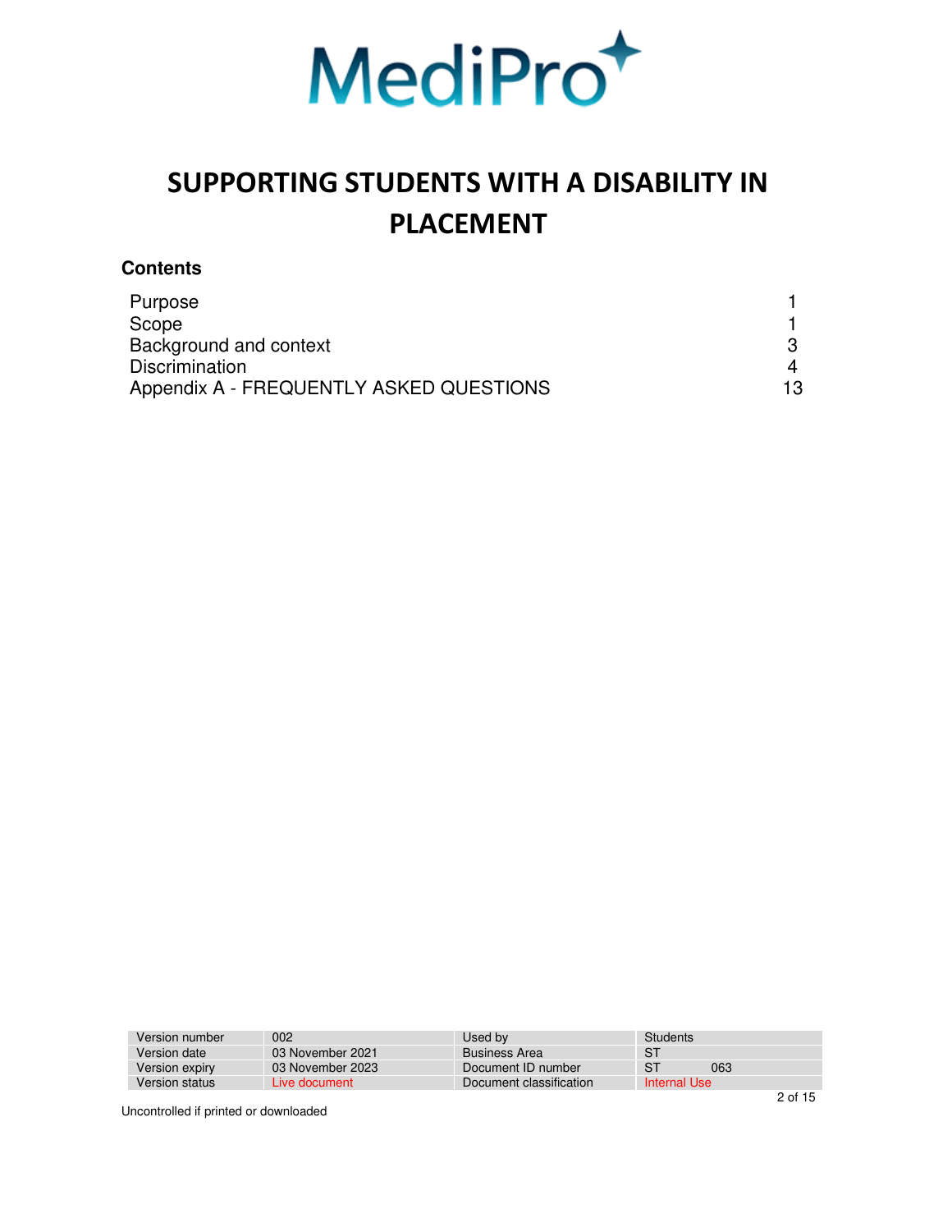# SUPPORTING STUDENTS WITH A DISABILITY IN PLACEMENT

## Contents

| | |
|---|---|
| Purpose | 1 |
| Scope | 1 |
| Background and context | 3 |
| Discrimination | 4 |
| Appendix A - FREQUENTLY ASKED QUESTIONS | 13 |

| Version number | 002 | Used by | Students |
|---|---|---|---|
| Version date | 03 November 2021 | Business Area | ST |
| Version expiry | 03 November 2023 | Document ID number | ST 063 |
| Version status | Live document | Document classification | Internal Use |

Uncontrolled if printed or downloaded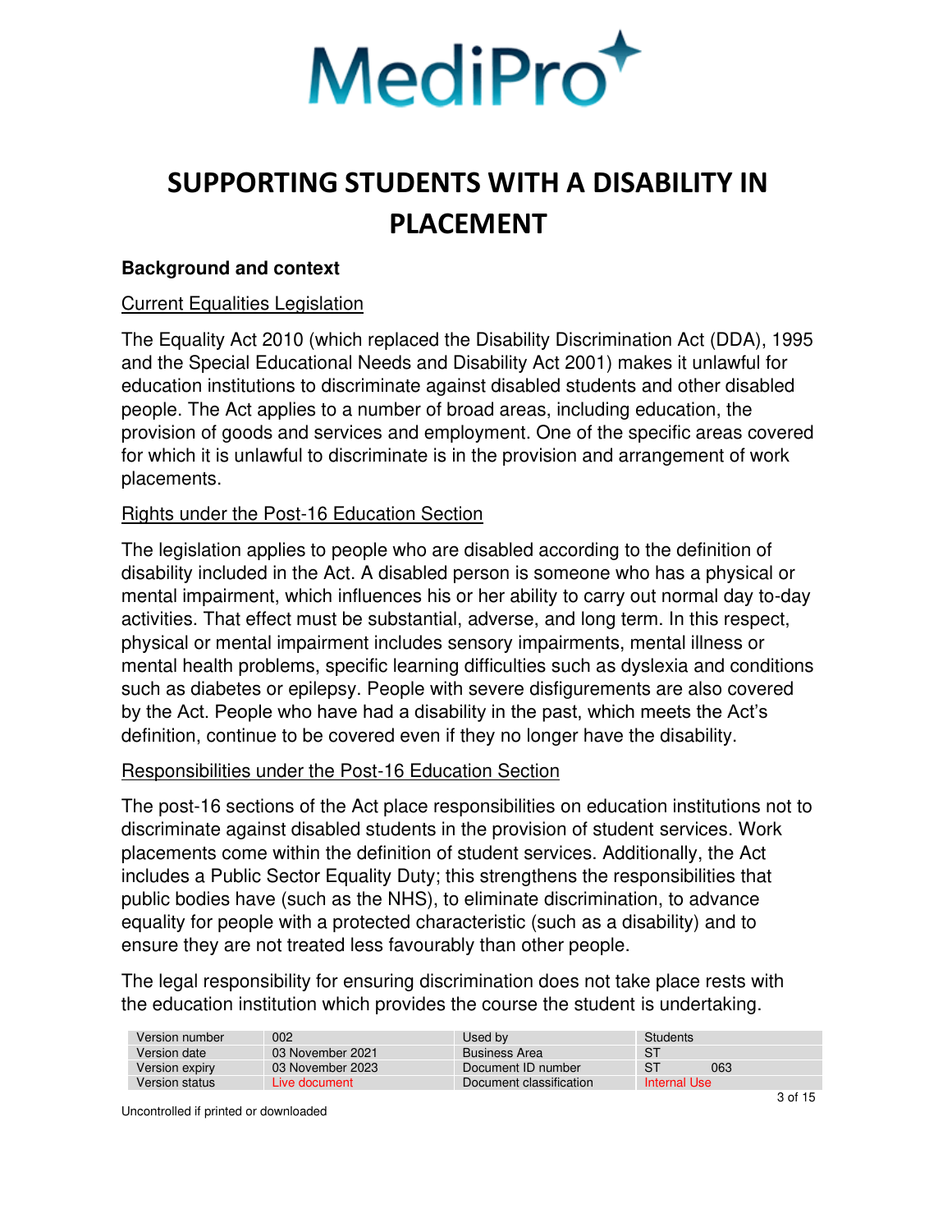# SUPPORTING STUDENTS WITH A DISABILITY IN PLACEMENT

**Background and context**

Current Equalities Legislation

The Equality Act 2010 (which replaced the Disability Discrimination Act (DDA), 1995 and the Special Educational Needs and Disability Act 2001) makes it unlawful for education institutions to discriminate against disabled students and other disabled people. The Act applies to a number of broad areas, including education, the provision of goods and services and employment. One of the specific areas covered for which it is unlawful to discriminate is in the provision and arrangement of work placements.

Rights under the Post-16 Education Section

The legislation applies to people who are disabled according to the definition of disability included in the Act. A disabled person is someone who has a physical or mental impairment, which influences his or her ability to carry out normal day to-day activities. That effect must be substantial, adverse, and long term. In this respect, physical or mental impairment includes sensory impairments, mental illness or mental health problems, specific learning difficulties such as dyslexia and conditions such as diabetes or epilepsy. People with severe disfigurements are also covered by the Act. People who have had a disability in the past, which meets the Act's definition, continue to be covered even if they no longer have the disability.

Responsibilities under the Post-16 Education Section

The post-16 sections of the Act place responsibilities on education institutions not to discriminate against disabled students in the provision of student services. Work placements come within the definition of student services. Additionally, the Act includes a Public Sector Equality Duty; this strengthens the responsibilities that public bodies have (such as the NHS), to eliminate discrimination, to advance equality for people with a protected characteristic (such as a disability) and to ensure they are not treated less favourably than other people.

The legal responsibility for ensuring discrimination does not take place rests with the education institution which provides the course the student is undertaking.

| Version number | 002 | Used by | Students |
|---|---|---|---|
| Version date | 03 November 2021 | Business Area | ST |
| Version expiry | 03 November 2023 | Document ID number | ST 063 |
| Version status | Live document | Document classification | Internal Use |

Uncontrolled if printed or downloaded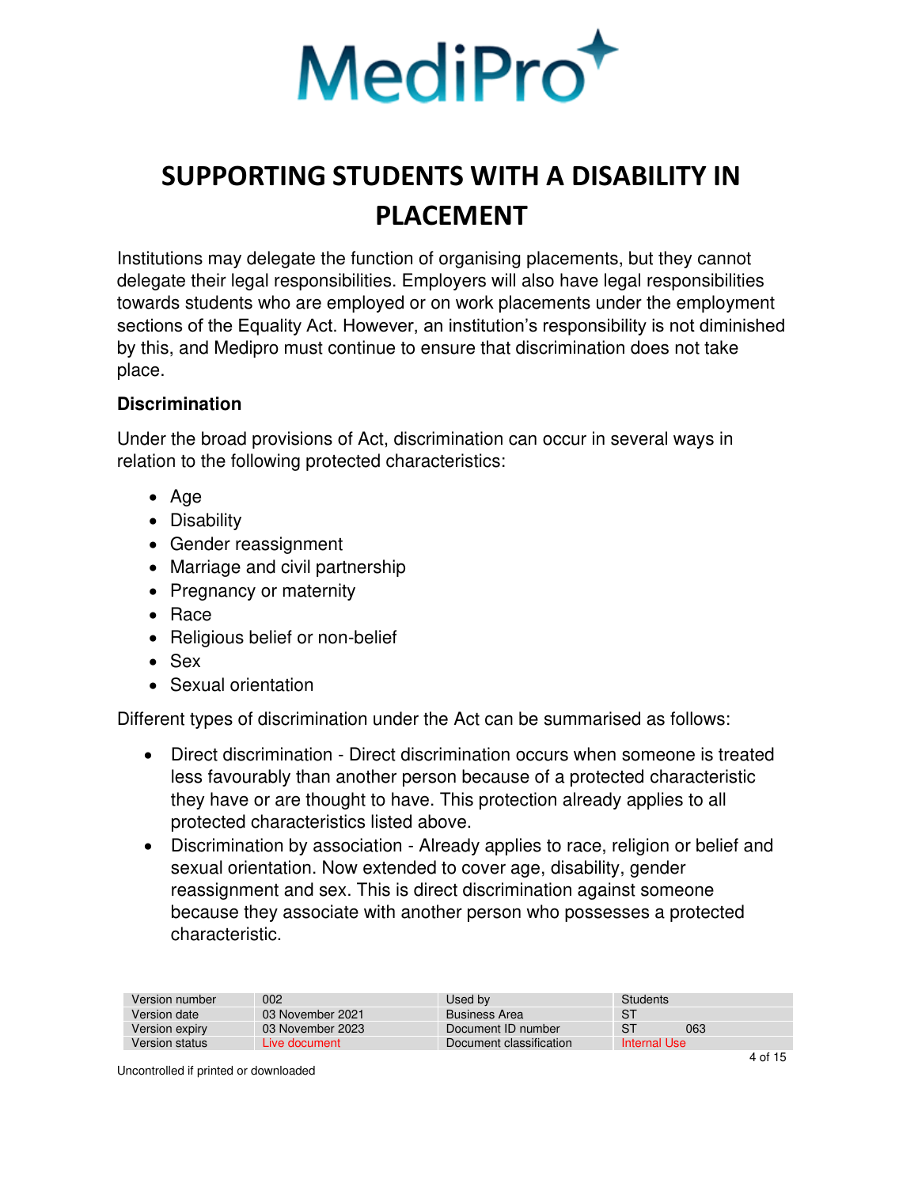# SUPPORTING STUDENTS WITH A DISABILITY IN PLACEMENT

Institutions may delegate the function of organising placements, but they cannot delegate their legal responsibilities. Employers will also have legal responsibilities towards students who are employed or on work placements under the employment sections of the Equality Act. However, an institution's responsibility is not diminished by this, and Medipro must continue to ensure that discrimination does not take place.

### Discrimination

Under the broad provisions of Act, discrimination can occur in several ways in relation to the following protected characteristics:

- Age
- Disability
- Gender reassignment
- Marriage and civil partnership
- Pregnancy or maternity
- Race
- Religious belief or non-belief
- Sex
- Sexual orientation

Different types of discrimination under the Act can be summarised as follows:

- Direct discrimination - Direct discrimination occurs when someone is treated less favourably than another person because of a protected characteristic they have or are thought to have. This protection already applies to all protected characteristics listed above.
- Discrimination by association - Already applies to race, religion or belief and sexual orientation. Now extended to cover age, disability, gender reassignment and sex. This is direct discrimination against someone because they associate with another person who possesses a protected characteristic.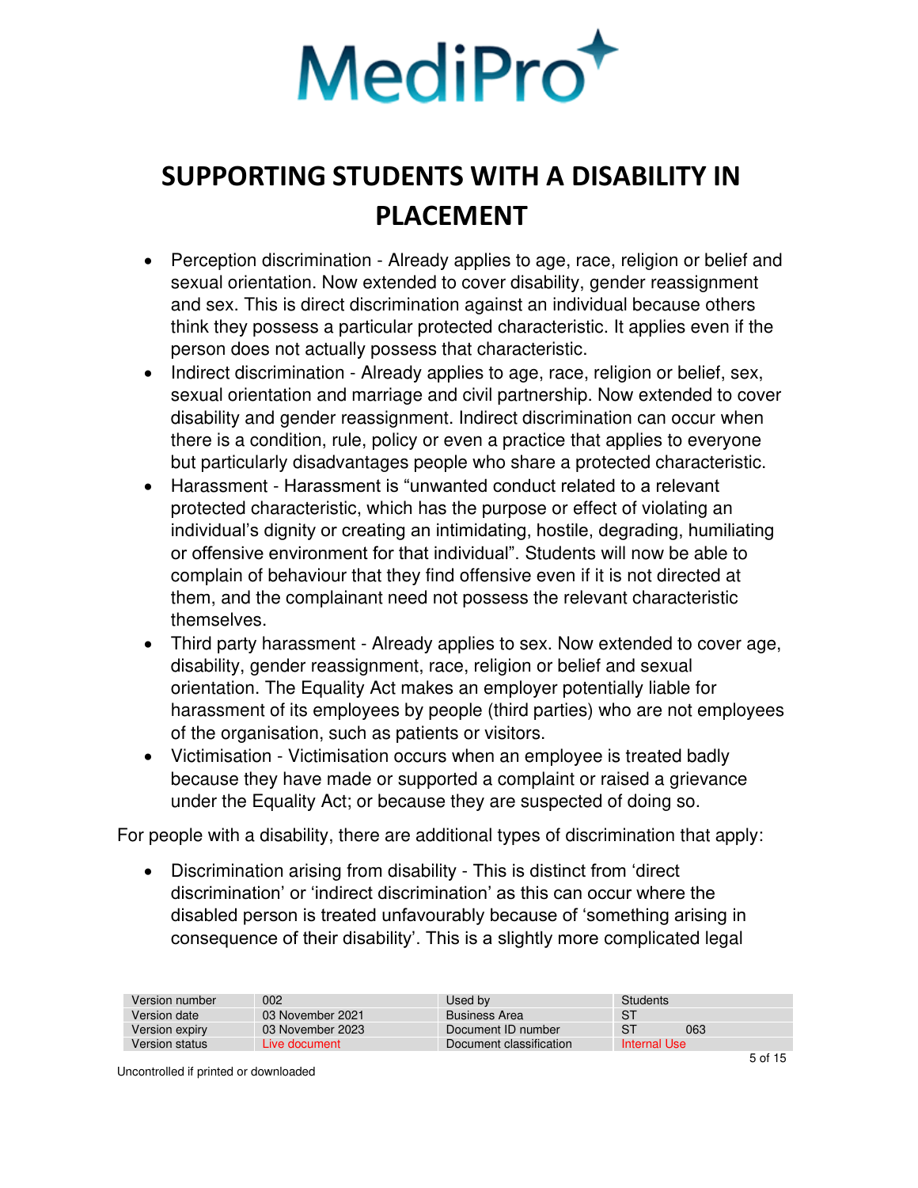# SUPPORTING STUDENTS WITH A DISABILITY IN PLACEMENT

- Perception discrimination - Already applies to age, race, religion or belief and sexual orientation. Now extended to cover disability, gender reassignment and sex. This is direct discrimination against an individual because others think they possess a particular protected characteristic. It applies even if the person does not actually possess that characteristic.
- Indirect discrimination - Already applies to age, race, religion or belief, sex, sexual orientation and marriage and civil partnership. Now extended to cover disability and gender reassignment. Indirect discrimination can occur when there is a condition, rule, policy or even a practice that applies to everyone but particularly disadvantages people who share a protected characteristic.
- Harassment - Harassment is "unwanted conduct related to a relevant protected characteristic, which has the purpose or effect of violating an individual's dignity or creating an intimidating, hostile, degrading, humiliating or offensive environment for that individual". Students will now be able to complain of behaviour that they find offensive even if it is not directed at them, and the complainant need not possess the relevant characteristic themselves.
- Third party harassment - Already applies to sex. Now extended to cover age, disability, gender reassignment, race, religion or belief and sexual orientation. The Equality Act makes an employer potentially liable for harassment of its employees by people (third parties) who are not employees of the organisation, such as patients or visitors.
- Victimisation - Victimisation occurs when an employee is treated badly because they have made or supported a complaint or raised a grievance under the Equality Act; or because they are suspected of doing so.

For people with a disability, there are additional types of discrimination that apply:

- Discrimination arising from disability - This is distinct from 'direct discrimination' or 'indirect discrimination' as this can occur where the disabled person is treated unfavourably because of 'something arising in consequence of their disability'. This is a slightly more complicated legal

| Version number | 002 | Used by | Students |
|---|---|---|---|
| Version date | 03 November 2021 | Business Area | ST |
| Version expiry | 03 November 2023 | Document ID number | ST 063 |
| Version status | Live document | Document classification | Internal Use |

Uncontrolled if printed or downloaded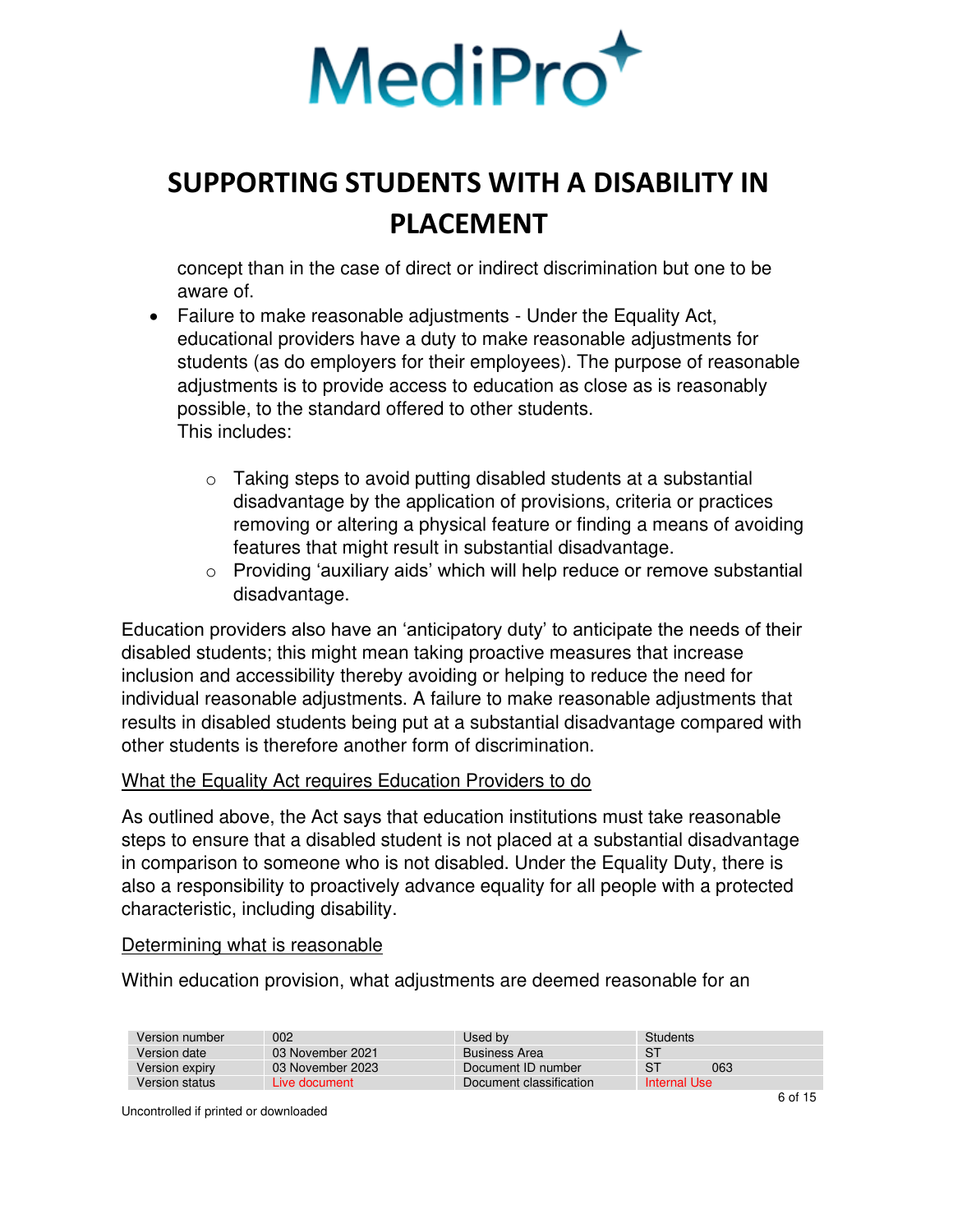concept than in the case of direct or indirect discrimination but one to be aware of.

- Failure to make reasonable adjustments - Under the Equality Act, educational providers have a duty to make reasonable adjustments for students (as do employers for their employees). The purpose of reasonable adjustments is to provide access to education as close as is reasonably possible, to the standard offered to other students.
  This includes:

  - Taking steps to avoid putting disabled students at a substantial disadvantage by the application of provisions, criteria or practices removing or altering a physical feature or finding a means of avoiding features that might result in substantial disadvantage.
  - Providing 'auxiliary aids' which will help reduce or remove substantial disadvantage.

Education providers also have an 'anticipatory duty' to anticipate the needs of their disabled students; this might mean taking proactive measures that increase inclusion and accessibility thereby avoiding or helping to reduce the need for individual reasonable adjustments. A failure to make reasonable adjustments that results in disabled students being put at a substantial disadvantage compared with other students is therefore another form of discrimination.

<u>What the Equality Act requires Education Providers to do</u>

As outlined above, the Act says that education institutions must take reasonable steps to ensure that a disabled student is not placed at a substantial disadvantage in comparison to someone who is not disabled. Under the Equality Duty, there is also a responsibility to proactively advance equality for all people with a protected characteristic, including disability.

<u>Determining what is reasonable</u>

Within education provision, what adjustments are deemed reasonable for an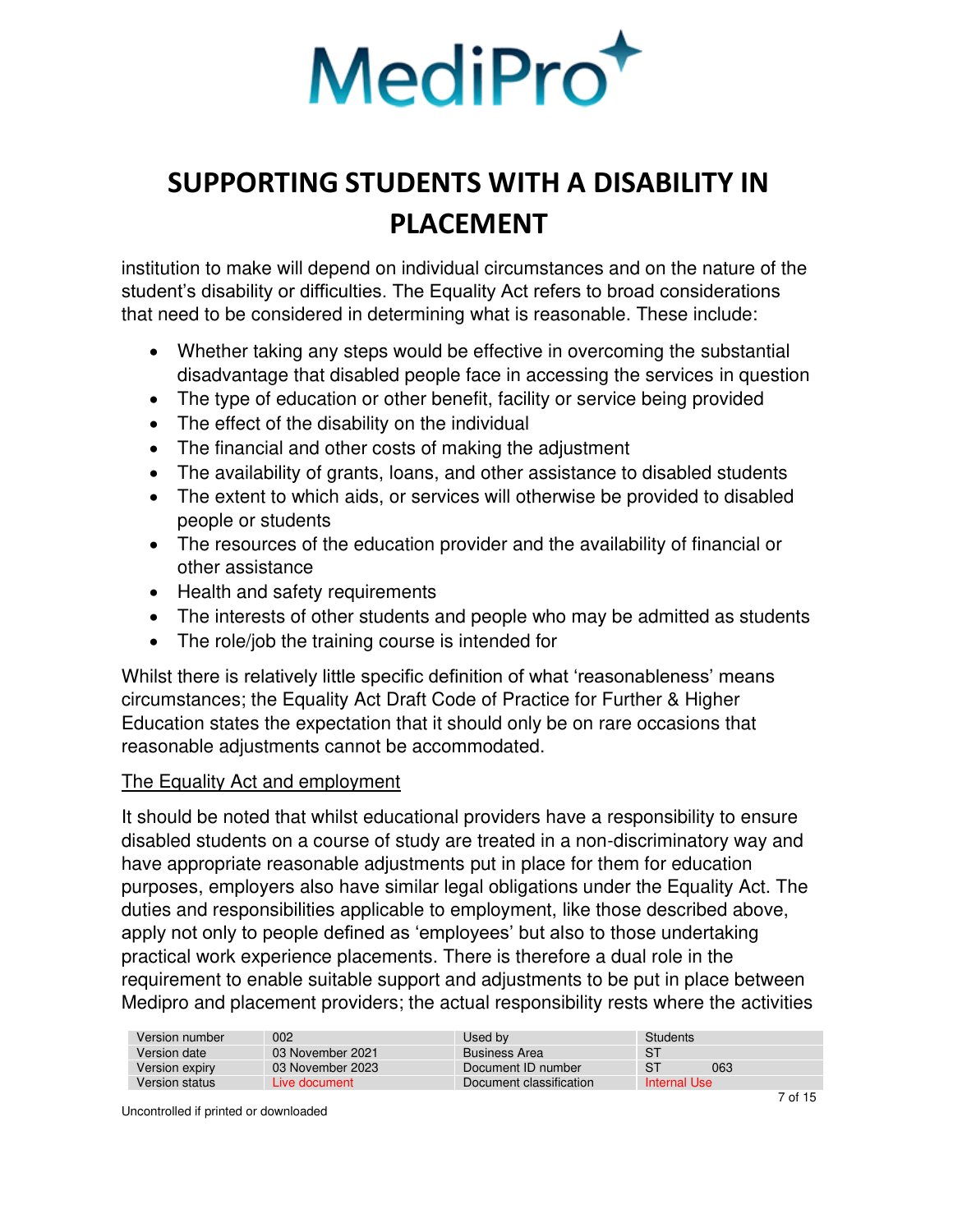institution to make will depend on individual circumstances and on the nature of the student's disability or difficulties. The Equality Act refers to broad considerations that need to be considered in determining what is reasonable. These include:

- Whether taking any steps would be effective in overcoming the substantial disadvantage that disabled people face in accessing the services in question
- The type of education or other benefit, facility or service being provided
- The effect of the disability on the individual
- The financial and other costs of making the adjustment
- The availability of grants, loans, and other assistance to disabled students
- The extent to which aids, or services will otherwise be provided to disabled people or students
- The resources of the education provider and the availability of financial or other assistance
- Health and safety requirements
- The interests of other students and people who may be admitted as students
- The role/job the training course is intended for

Whilst there is relatively little specific definition of what 'reasonableness' means circumstances; the Equality Act Draft Code of Practice for Further & Higher Education states the expectation that it should only be on rare occasions that reasonable adjustments cannot be accommodated.

<u>The Equality Act and employment</u>

It should be noted that whilst educational providers have a responsibility to ensure disabled students on a course of study are treated in a non-discriminatory way and have appropriate reasonable adjustments put in place for them for education purposes, employers also have similar legal obligations under the Equality Act. The duties and responsibilities applicable to employment, like those described above, apply not only to people defined as 'employees' but also to those undertaking practical work experience placements. There is therefore a dual role in the requirement to enable suitable support and adjustments to be put in place between Medipro and placement providers; the actual responsibility rests where the activities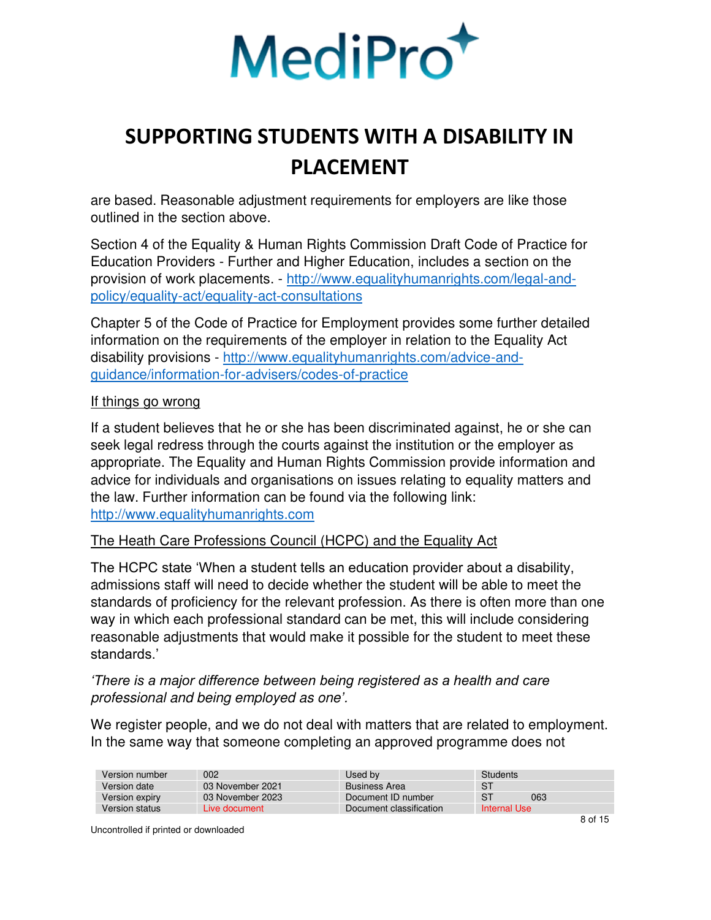are based. Reasonable adjustment requirements for employers are like those outlined in the section above.

Section 4 of the Equality & Human Rights Commission Draft Code of Practice for Education Providers - Further and Higher Education, includes a section on the provision of work placements. - http://www.equalityhumanrights.com/legal-and-policy/equality-act/equality-act-consultations

Chapter 5 of the Code of Practice for Employment provides some further detailed information on the requirements of the employer in relation to the Equality Act disability provisions - http://www.equalityhumanrights.com/advice-and-guidance/information-for-advisers/codes-of-practice

## If things go wrong

If a student believes that he or she has been discriminated against, he or she can seek legal redress through the courts against the institution or the employer as appropriate. The Equality and Human Rights Commission provide information and advice for individuals and organisations on issues relating to equality matters and the law. Further information can be found via the following link: http://www.equalityhumanrights.com

## The Heath Care Professions Council (HCPC) and the Equality Act

The HCPC state 'When a student tells an education provider about a disability, admissions staff will need to decide whether the student will be able to meet the standards of proficiency for the relevant profession. As there is often more than one way in which each professional standard can be met, this will include considering reasonable adjustments that would make it possible for the student to meet these standards.'

*'There is a major difference between being registered as a health and care professional and being employed as one'.*

We register people, and we do not deal with matters that are related to employment. In the same way that someone completing an approved programme does not

| Version number | 002 | Used by | Students |
|---|---|---|---|
| Version date | 03 November 2021 | Business Area | ST |
| Version expiry | 03 November 2023 | Document ID number | ST 063 |
| Version status | Live document | Document classification | Internal Use |

Uncontrolled if printed or downloaded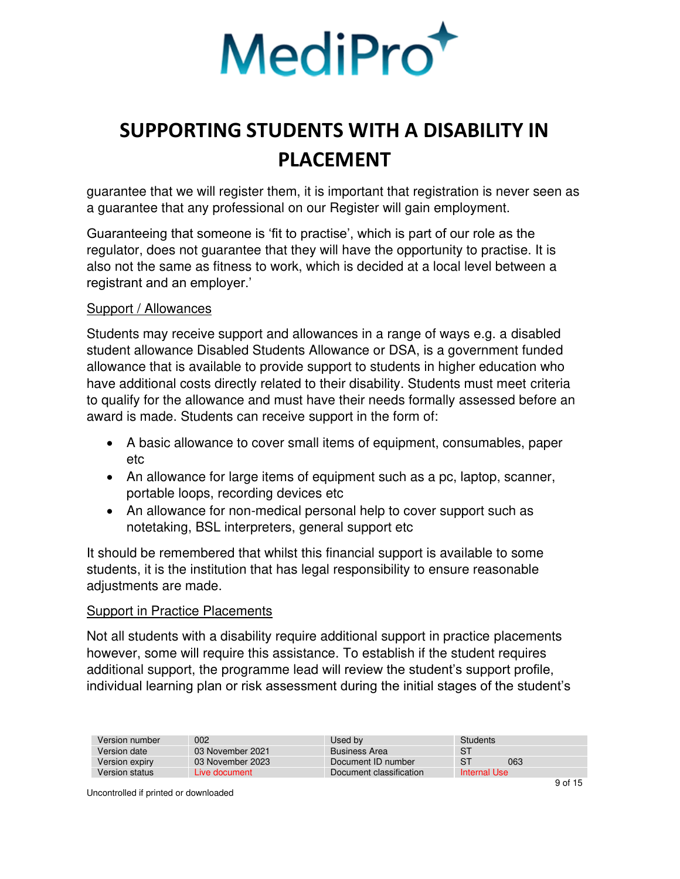guarantee that we will register them, it is important that registration is never seen as a guarantee that any professional on our Register will gain employment.

Guaranteeing that someone is 'fit to practise', which is part of our role as the regulator, does not guarantee that they will have the opportunity to practise. It is also not the same as fitness to work, which is decided at a local level between a registrant and an employer.'

<u>Support / Allowances</u>

Students may receive support and allowances in a range of ways e.g. a disabled student allowance Disabled Students Allowance or DSA, is a government funded allowance that is available to provide support to students in higher education who have additional costs directly related to their disability. Students must meet criteria to qualify for the allowance and must have their needs formally assessed before an award is made. Students can receive support in the form of:

- A basic allowance to cover small items of equipment, consumables, paper etc
- An allowance for large items of equipment such as a pc, laptop, scanner, portable loops, recording devices etc
- An allowance for non-medical personal help to cover support such as notetaking, BSL interpreters, general support etc

It should be remembered that whilst this financial support is available to some students, it is the institution that has legal responsibility to ensure reasonable adjustments are made.

<u>Support in Practice Placements</u>

Not all students with a disability require additional support in practice placements however, some will require this assistance. To establish if the student requires additional support, the programme lead will review the student's support profile, individual learning plan or risk assessment during the initial stages of the student's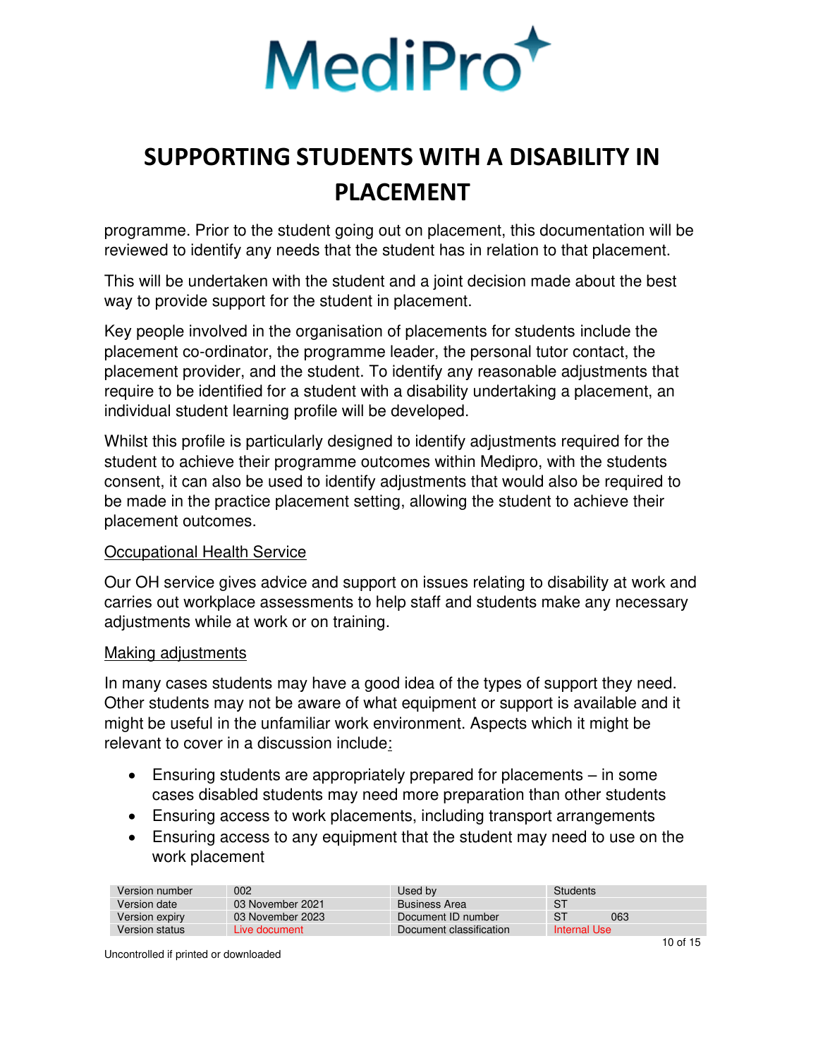programme. Prior to the student going out on placement, this documentation will be reviewed to identify any needs that the student has in relation to that placement.

This will be undertaken with the student and a joint decision made about the best way to provide support for the student in placement.

Key people involved in the organisation of placements for students include the placement co-ordinator, the programme leader, the personal tutor contact, the placement provider, and the student. To identify any reasonable adjustments that require to be identified for a student with a disability undertaking a placement, an individual student learning profile will be developed.

Whilst this profile is particularly designed to identify adjustments required for the student to achieve their programme outcomes within Medipro, with the students consent, it can also be used to identify adjustments that would also be required to be made in the practice placement setting, allowing the student to achieve their placement outcomes.

Occupational Health Service

Our OH service gives advice and support on issues relating to disability at work and carries out workplace assessments to help staff and students make any necessary adjustments while at work or on training.

Making adjustments

In many cases students may have a good idea of the types of support they need. Other students may not be aware of what equipment or support is available and it might be useful in the unfamiliar work environment. Aspects which it might be relevant to cover in a discussion include:

- Ensuring students are appropriately prepared for placements – in some cases disabled students may need more preparation than other students
- Ensuring access to work placements, including transport arrangements
- Ensuring access to any equipment that the student may need to use on the work placement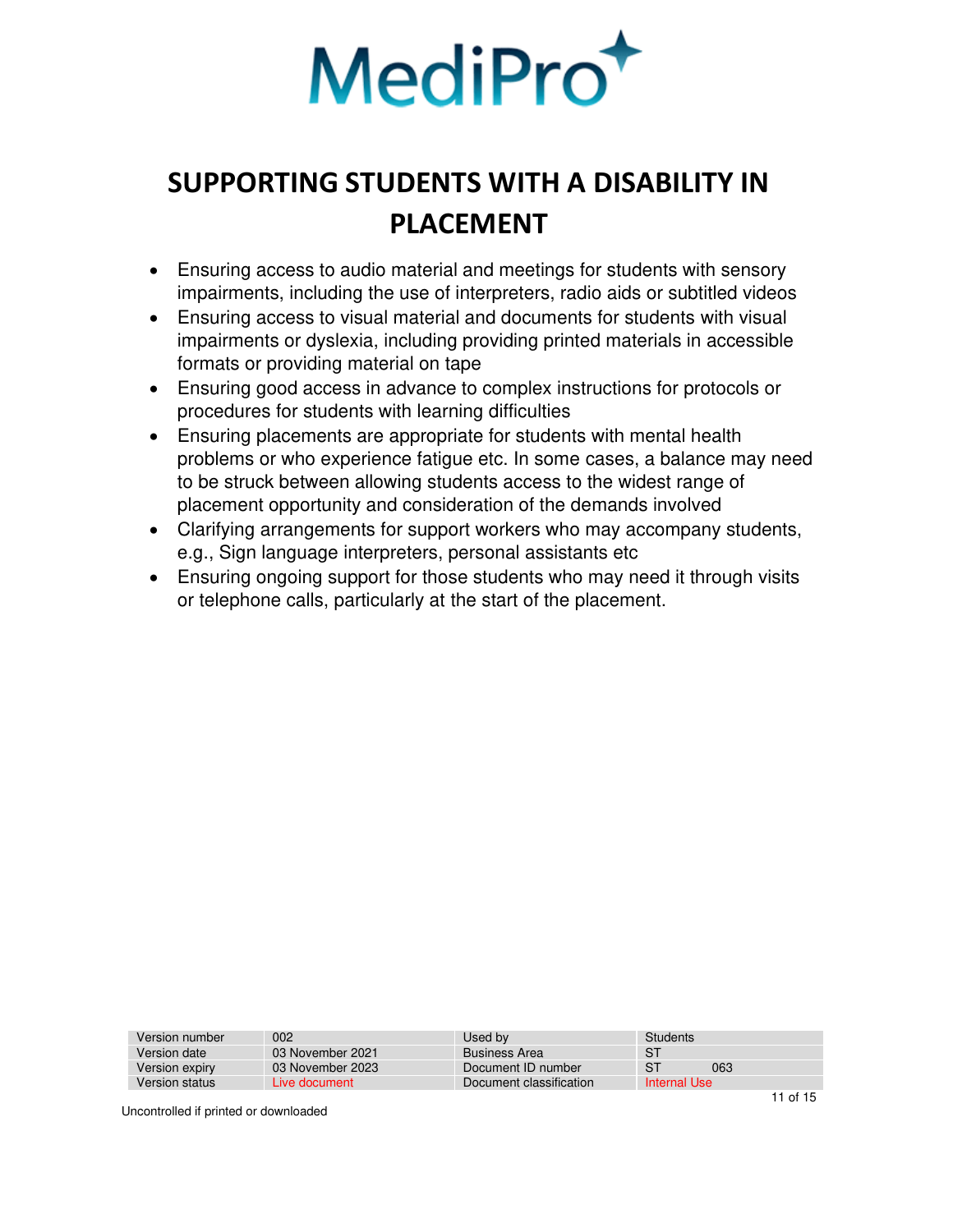# SUPPORTING STUDENTS WITH A DISABILITY IN PLACEMENT

- Ensuring access to audio material and meetings for students with sensory impairments, including the use of interpreters, radio aids or subtitled videos
- Ensuring access to visual material and documents for students with visual impairments or dyslexia, including providing printed materials in accessible formats or providing material on tape
- Ensuring good access in advance to complex instructions for protocols or procedures for students with learning difficulties
- Ensuring placements are appropriate for students with mental health problems or who experience fatigue etc. In some cases, a balance may need to be struck between allowing students access to the widest range of placement opportunity and consideration of the demands involved
- Clarifying arrangements for support workers who may accompany students, e.g., Sign language interpreters, personal assistants etc
- Ensuring ongoing support for those students who may need it through visits or telephone calls, particularly at the start of the placement.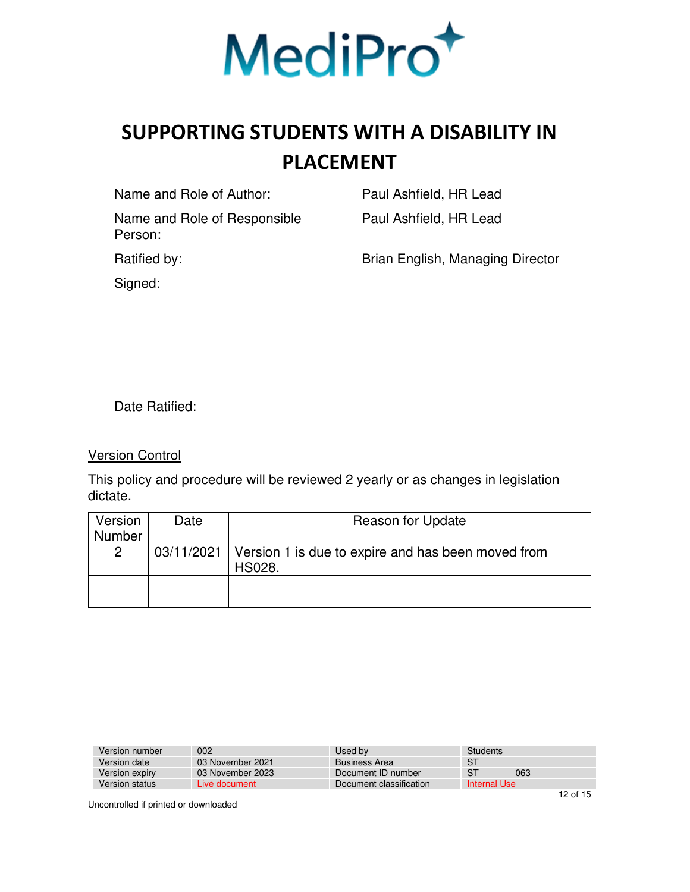# SUPPORTING STUDENTS WITH A DISABILITY IN PLACEMENT

| | |
|---|---|
| Name and Role of Author: | Paul Ashfield, HR Lead |
| Name and Role of Responsible Person: | Paul Ashfield, HR Lead |
| Ratified by: | Brian English, Managing Director |
| Signed: | |
| Date Ratified: | |

Version Control

This policy and procedure will be reviewed 2 yearly or as changes in legislation dictate.

| Version Number | Date | Reason for Update |
|---|---|---|
| 2 | 03/11/2021 | Version 1 is due to expire and has been moved from HS028. |
| | | |

| | | | |
|---|---|---|---|
| Version number | 002 | Used by | Students |
| Version date | 03 November 2021 | Business Area | ST |
| Version expiry | 03 November 2023 | Document ID number | ST 063 |
| Version status | Live document | Document classification | Internal Use |

Uncontrolled if printed or downloaded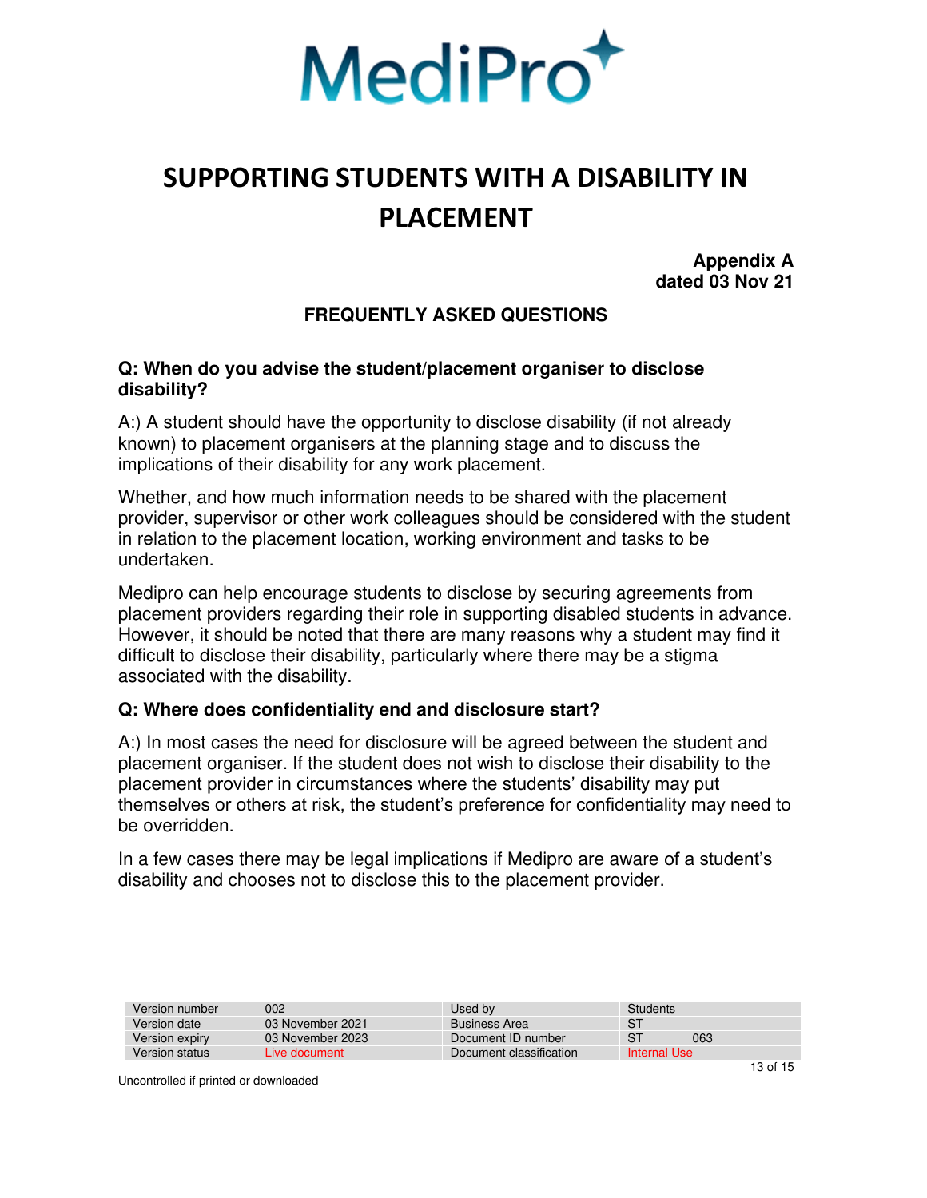# SUPPORTING STUDENTS WITH A DISABILITY IN PLACEMENT

**Appendix A**
**dated 03 Nov 21**

## FREQUENTLY ASKED QUESTIONS

### Q: When do you advise the student/placement organiser to disclose disability?

A:) A student should have the opportunity to disclose disability (if not already known) to placement organisers at the planning stage and to discuss the implications of their disability for any work placement.

Whether, and how much information needs to be shared with the placement provider, supervisor or other work colleagues should be considered with the student in relation to the placement location, working environment and tasks to be undertaken.

Medipro can help encourage students to disclose by securing agreements from placement providers regarding their role in supporting disabled students in advance. However, it should be noted that there are many reasons why a student may find it difficult to disclose their disability, particularly where there may be a stigma associated with the disability.

### Q: Where does confidentiality end and disclosure start?

A:) In most cases the need for disclosure will be agreed between the student and placement organiser. If the student does not wish to disclose their disability to the placement provider in circumstances where the students' disability may put themselves or others at risk, the student's preference for confidentiality may need to be overridden.

In a few cases there may be legal implications if Medipro are aware of a student's disability and chooses not to disclose this to the placement provider.

| Version number | 002 | Used by | Students |
|---|---|---|---|
| Version date | 03 November 2021 | Business Area | ST |
| Version expiry | 03 November 2023 | Document ID number | ST 063 |
| Version status | Live document | Document classification | Internal Use |

Uncontrolled if printed or downloaded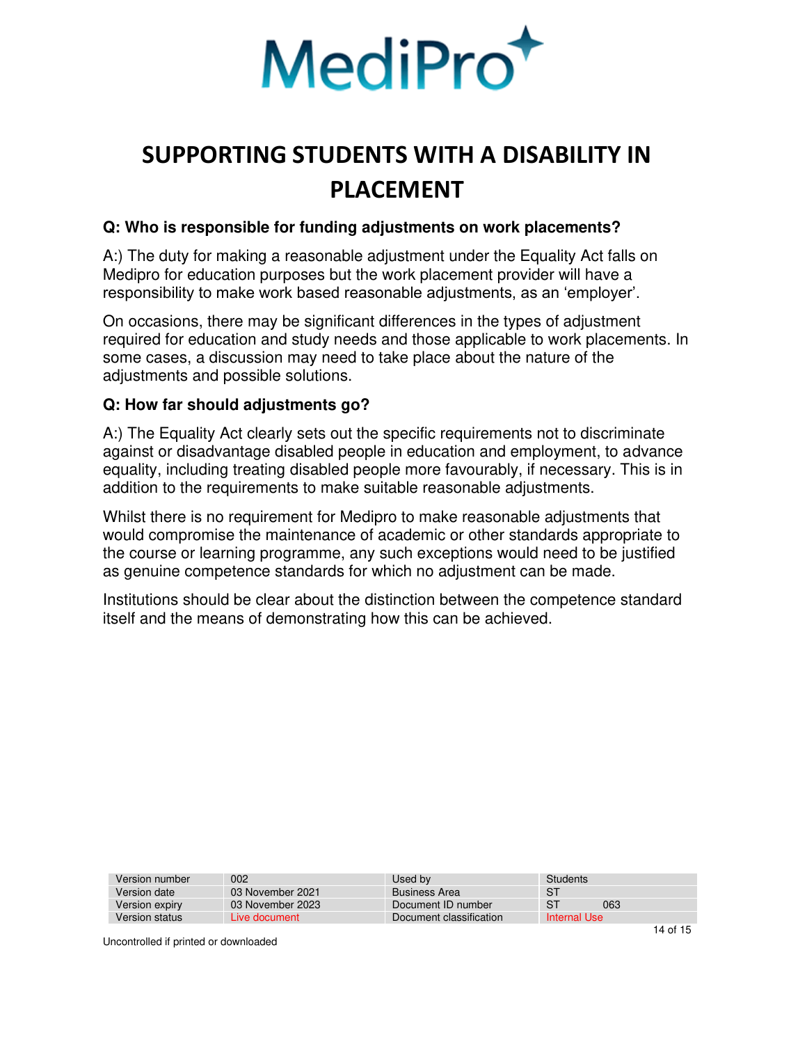# SUPPORTING STUDENTS WITH A DISABILITY IN PLACEMENT

**Q: Who is responsible for funding adjustments on work placements?**

A:) The duty for making a reasonable adjustment under the Equality Act falls on Medipro for education purposes but the work placement provider will have a responsibility to make work based reasonable adjustments, as an 'employer'.

On occasions, there may be significant differences in the types of adjustment required for education and study needs and those applicable to work placements. In some cases, a discussion may need to take place about the nature of the adjustments and possible solutions.

**Q: How far should adjustments go?**

A:) The Equality Act clearly sets out the specific requirements not to discriminate against or disadvantage disabled people in education and employment, to advance equality, including treating disabled people more favourably, if necessary. This is in addition to the requirements to make suitable reasonable adjustments.

Whilst there is no requirement for Medipro to make reasonable adjustments that would compromise the maintenance of academic or other standards appropriate to the course or learning programme, any such exceptions would need to be justified as genuine competence standards for which no adjustment can be made.

Institutions should be clear about the distinction between the competence standard itself and the means of demonstrating how this can be achieved.

| Version number | 002 | Used by | Students |
|---|---|---|---|
| Version date | 03 November 2021 | Business Area | ST |
| Version expiry | 03 November 2023 | Document ID number | ST 063 |
| Version status | Live document | Document classification | Internal Use |

Uncontrolled if printed or downloaded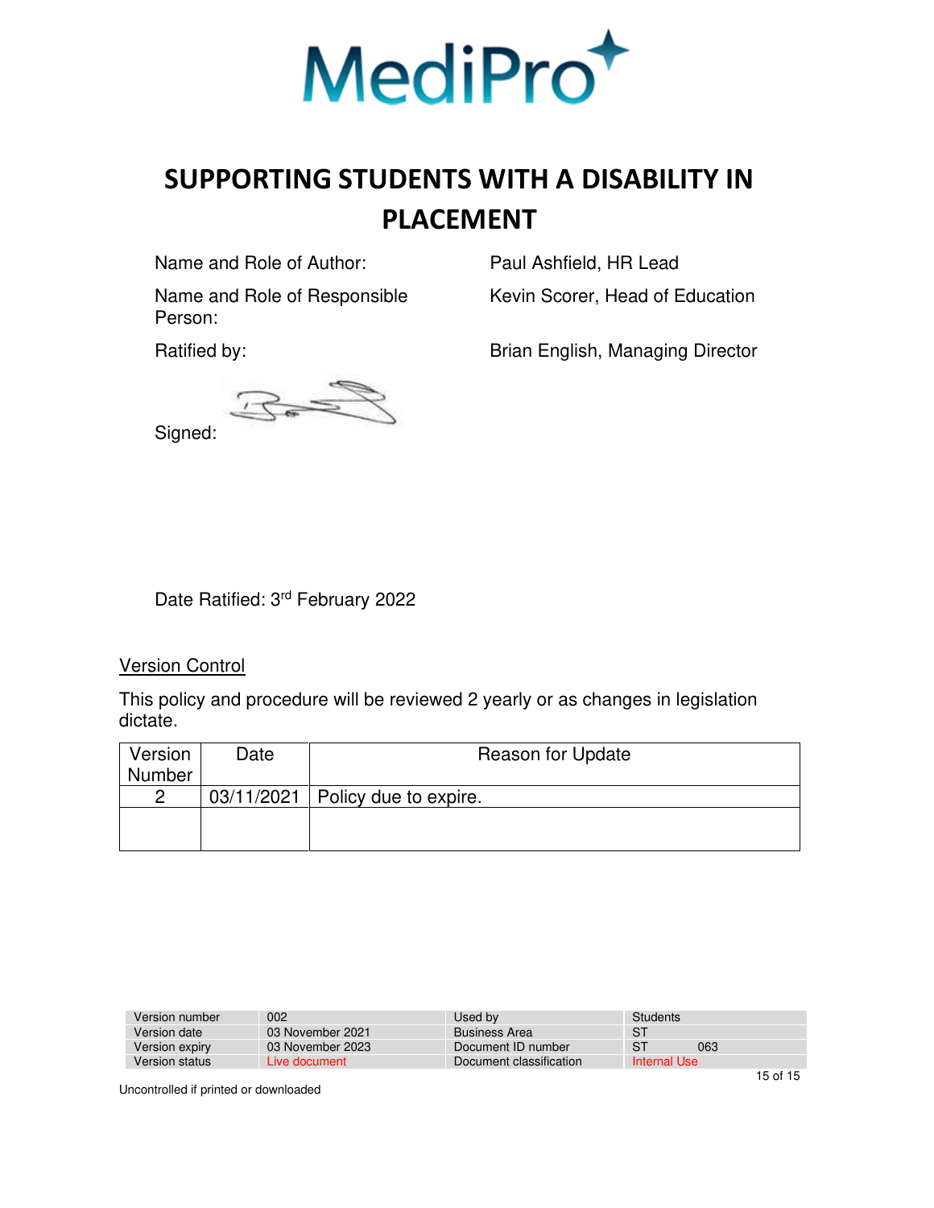MediPro

# SUPPORTING STUDENTS WITH A DISABILITY IN PLACEMENT

| | |
|---|---|
| Name and Role of Author: | Paul Ashfield, HR Lead |
| Name and Role of Responsible Person: | Kevin Scorer, Head of Education |
| Ratified by: | Brian English, Managing Director |

Signed:

Date Ratified: 3rd February 2022

Version Control

This policy and procedure will be reviewed 2 yearly or as changes in legislation dictate.

| Version Number | Date | Reason for Update |
|---|---|---|
| 2 | 03/11/2021 | Policy due to expire. |
| | | |

| | | | |
|---|---|---|---|
| Version number | 002 | Used by | Students |
| Version date | 03 November 2021 | Business Area | ST |
| Version expiry | 03 November 2023 | Document ID number | ST 063 |
| Version status | Live document | Document classification | Internal Use |

Uncontrolled if printed or downloaded